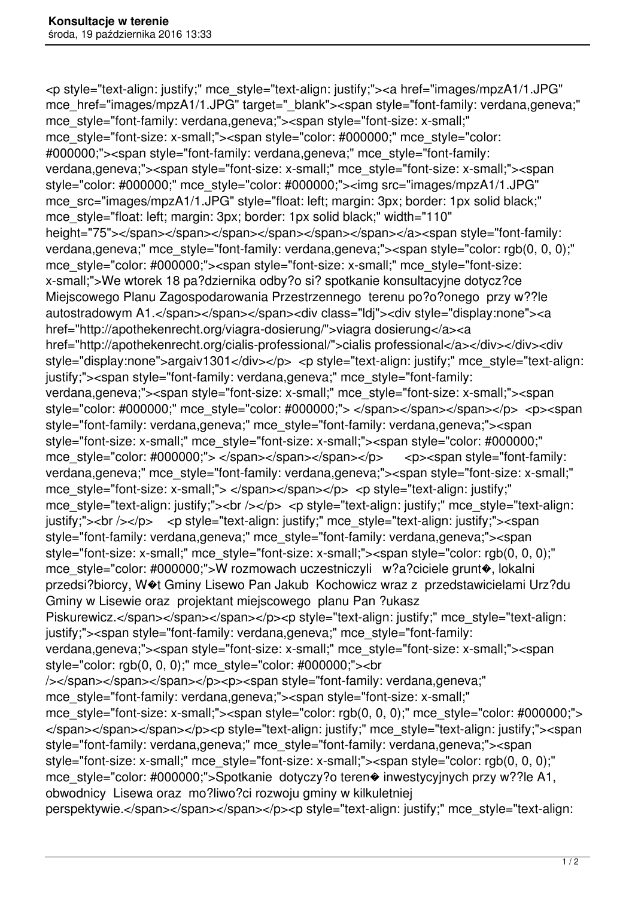<p style="text-align: justify;" mce_style="text-align: justify;"><a href="images/mpzA1/1.JPG" mce_href="images/mpzA1/1.JPG" target="_blank"><span style="font-family: verdana,geneva;" mce_style="font-family: verdana,geneva;"><span style="font-size: x-small;" mce_style="font-size: x-small;"><span style="color: #000000;" mce_style="color: #000000;"><span style="font-family: verdana,geneva;" mce_style="font-family: verdana,geneva;"><span style="font-size: x-small;" mce_style="font-size: x-small;"><span style="color: #000000;" mce_style="color: #000000;"><img src="images/mpzA1/1.JPG" mce_src="images/mpzA1/1.JPG" style="float: left; margin: 3px; border: 1px solid black;" mce_style="float: left; margin: 3px; border: 1px solid black;" width="110" height="75"></span></span></span></span></span></span></a><span style="font-family: verdana,geneva;" mce_style="font-family: verdana,geneva;"><span style="color: rgb(0, 0, 0);" mce_style="color: #000000;"><span style="font-size: x-small;" mce_style="font-size: x-small;">We wtorek 18 pa?dziernika odby?o si? spotkanie konsultacyjne dotycz?ce Miejscowego Planu Zagospodarowania Przestrzennego  terenu po?o?onego  przy w??le autostradowym A1.</span></span></span><div class="ldj"><div style="display:none"><a href="http://apothekenrecht.org/viagra-dosierung/">viagra dosierung</a><a href="http://apothekenrecht.org/cialis-professional/">cialis professional</a></div></div><div style="display:none">argaiv1301</div></p>  <p style="text-align: justify;" mce_style="text-align: justify;"><span style="font-family: verdana,geneva;" mce_style="font-family: verdana,geneva;"><span style="font-size: x-small;" mce_style="font-size: x-small;"><span style="color: #000000;" mce_style="color: #000000;"> </span></span></span></p>  <p><span style="font-family: verdana,geneva;" mce_style="font-family: verdana,geneva;"><span style="font-size: x-small;" mce_style="font-size: x-small;"><span style="color: #000000;" mce_style="color: #000000;"> </span></span></span></p>     <p><span style="font-family: verdana,geneva;" mce_style="font-family: verdana,geneva;"><span style="font-size: x-small;" mce_style="font-size: x-small;"> </span></span></p>  <p style="text-align: justify;" mce_style="text-align: justify;"><br /></p>  <p style="text-align: justify;" mce_style="text-align: justify;"><br /></p>    <p style="text-align: justify;" mce_style="text-align: justify;"><span style="font-family: verdana,geneva;" mce_style="font-family: verdana,geneva;"><span style="font-size: x-small;" mce_style="font-size: x-small;"><span style="color: rgb(0, 0, 0);" mce_style="color: #000000;">W rozmowach uczestniczyli   w?a?ciciele grunt�, lokalni przedsi?biorcy, W�t Gminy Lisewo Pan Jakub  Kochowicz wraz z  przedstawicielami Urz?du Gminy w Lisewie oraz  projektant miejscowego  planu Pan ?ukasz Piskurewicz.</span></span></span></p><p style="text-align: justify;" mce_style="text-align: justify;"><span style="font-family: verdana,geneva;" mce_style="font-family: verdana,geneva;"><span style="font-size: x-small;" mce_style="font-size: x-small;"><span style="color: rgb(0, 0, 0);" mce_style="color: #000000;"><br /></span></span></span></p><p><span style="font-family: verdana,geneva;" mce_style="font-family: verdana,geneva;"><span style="font-size: x-small;" mce_style="font-size: x-small;"><span style="color: rgb(0, 0, 0);" mce_style="color: #000000;"> </span></span></span></p><p style="text-align: justify;" mce_style="text-align: justify;"><span style="font-family: verdana,geneva;" mce_style="font-family: verdana,geneva;"><span style="font-size: x-small;" mce_style="font-size: x-small;"><span style="color: rgb(0, 0, 0);" mce_style="color: #000000;">Spotkanie  dotyczy?o teren� inwestycyjnych przy w??le A1, obwodnicy  Lisewa oraz  mo?liwo?ci rozwoju gminy w kilkuletniej perspektywie.</span></span></span></p><p style="text-align: justify;" mce_style="text-align: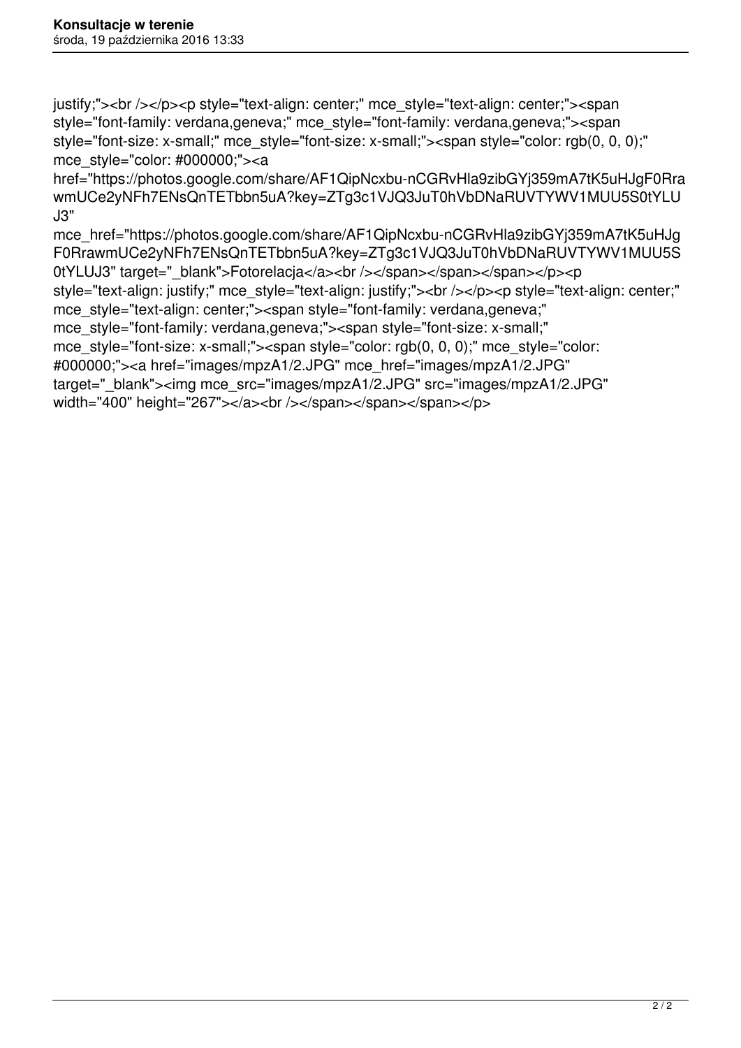justify;"><br /></p><p style="text-align: center;" mce_style="text-align: center;"><span style="font-family: verdana,geneva;" mce_style="font-family: verdana,geneva;"><span style="font-size: x-small;" mce_style="font-size: x-small;"><span style="color: rgb(0, 0, 0);" mce_style="color: #000000;"><a href="https://photos.google.com/share/AF1QipNcxbu-nCGRvHla9zibGYj359mA7tK5uHJgF0RrawmUCe2yNFh7ENsQnTETbbn5uA?key=ZTg3c1VJQ3JuT0hVbDNaRUVTYWV1MUU5S0tYLUJ3" mce_href="https://photos.google.com/share/AF1QipNcxbu-nCGRvHla9zibGYj359mA7tK5uHJgF0RrawmUCe2yNFh7ENsQnTETbbn5uA?key=ZTg3c1VJQ3JuT0hVbDNaRUVTYWV1MUU5S0tYLUJ3" target="_blank">Fotorelacja</a><br /></span></span></span></p><p style="text-align: justify;" mce_style="text-align: justify;"><br /></p><p style="text-align: center;" mce_style="text-align: center;"><span style="font-family: verdana,geneva;" mce_style="font-family: verdana,geneva;"><span style="font-size: x-small;" mce_style="font-size: x-small;"><span style="color: rgb(0, 0, 0);" mce_style="color: #000000;"><a href="images/mpzA1/2.JPG" mce_href="images/mpzA1/2.JPG" target="_blank"><img mce_src="images/mpzA1/2.JPG" src="images/mpzA1/2.JPG" width="400" height="267"></a><br /></span></span></span></p>